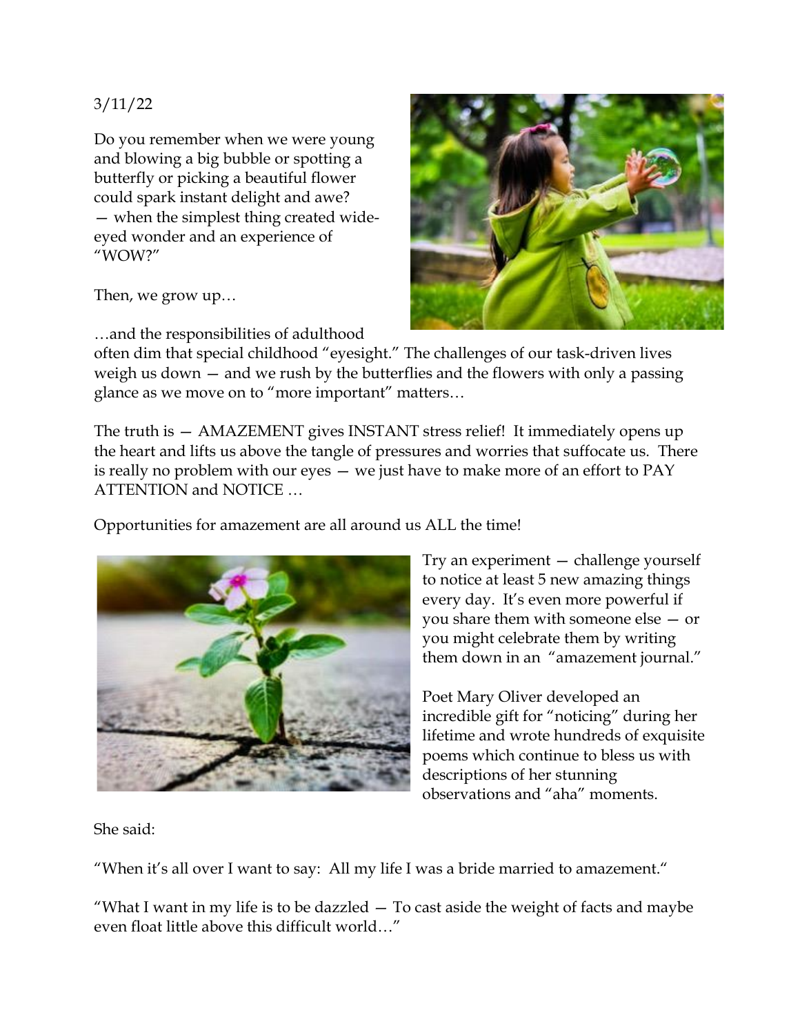3/11/22

Do you remember when we were young and blowing a big bubble or spotting a butterfly or picking a beautiful flower could spark instant delight and awe? — when the simplest thing created wide-eyed wonder and an experience of "WOW?"

Then, we grow up…

…and the responsibilities of adulthood often dim that special childhood "eyesight." The challenges of our task-driven lives weigh us down — and we rush by the butterflies and the flowers with only a passing glance as we move on to "more important" matters…

The truth is — AMAZEMENT gives INSTANT stress relief! It immediately opens up the heart and lifts us above the tangle of pressures and worries that suffocate us. There is really no problem with our eyes — we just have to make more of an effort to PAY ATTENTION and NOTICE …

Opportunities for amazement are all around us ALL the time!

Try an experiment — challenge yourself to notice at least 5 new amazing things every day. It's even more powerful if you share them with someone else — or you might celebrate them by writing them down in an "amazement journal."

Poet Mary Oliver developed an incredible gift for "noticing" during her lifetime and wrote hundreds of exquisite poems which continue to bless us with descriptions of her stunning observations and "aha" moments.

She said:

"When it's all over I want to say: All my life I was a bride married to amazement."

"What I want in my life is to be dazzled — To cast aside the weight of facts and maybe even float little above this difficult world…"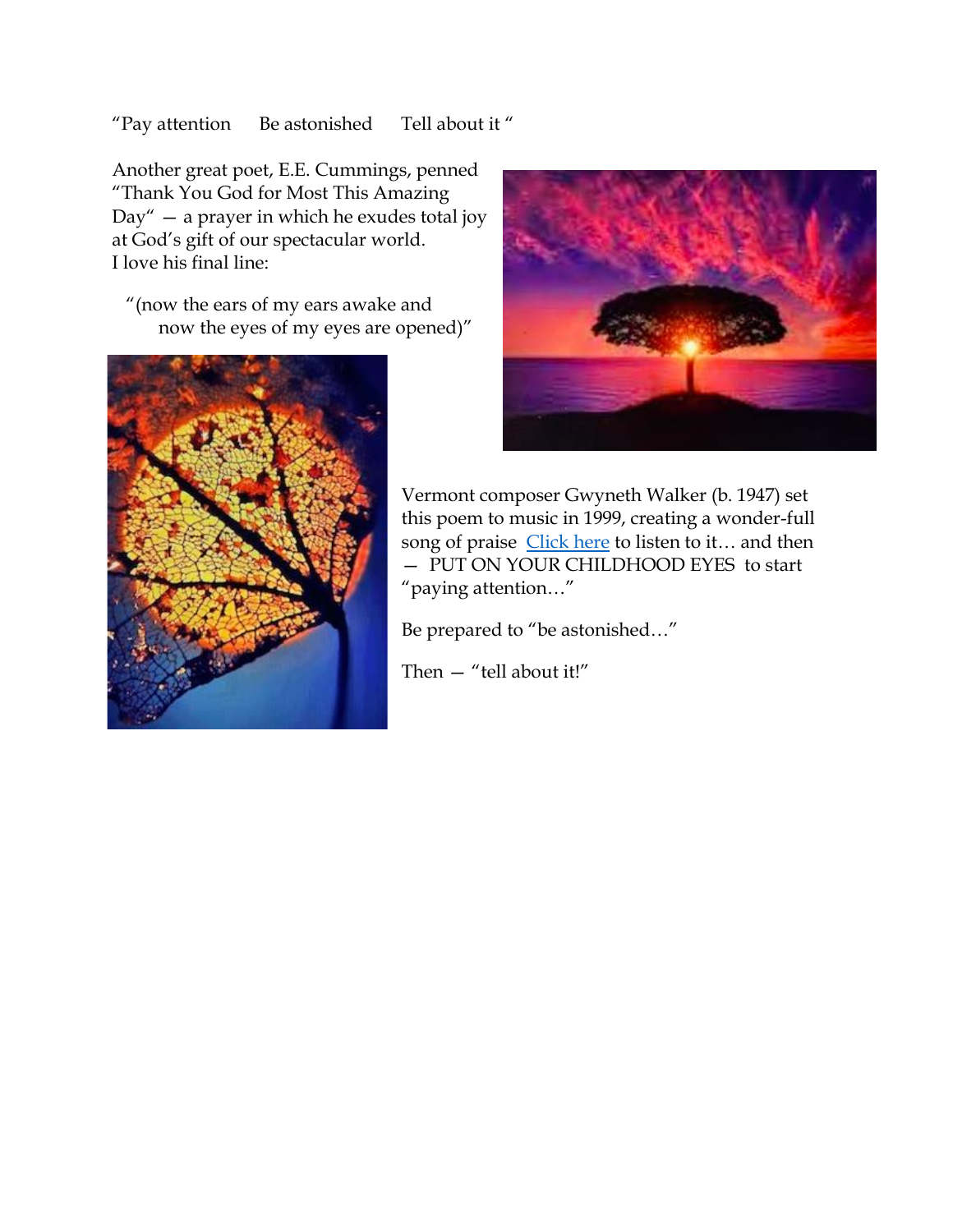"Pay attention Be astonished Tell about it "

Another great poet, E.E. Cummings, penned "Thank You God for Most This Amazing Day" — a prayer in which he exudes total joy at God's gift of our spectacular world.
I love his final line:

> "(now the ears of my ears awake and
> now the eyes of my eyes are opened)"

Vermont composer Gwyneth Walker (b. 1947) set this poem to music in 1999, creating a wonder-full song of praise Click here to listen to it… and then — PUT ON YOUR CHILDHOOD EYES to start "paying attention…"

Be prepared to "be astonished…"

Then — "tell about it!"